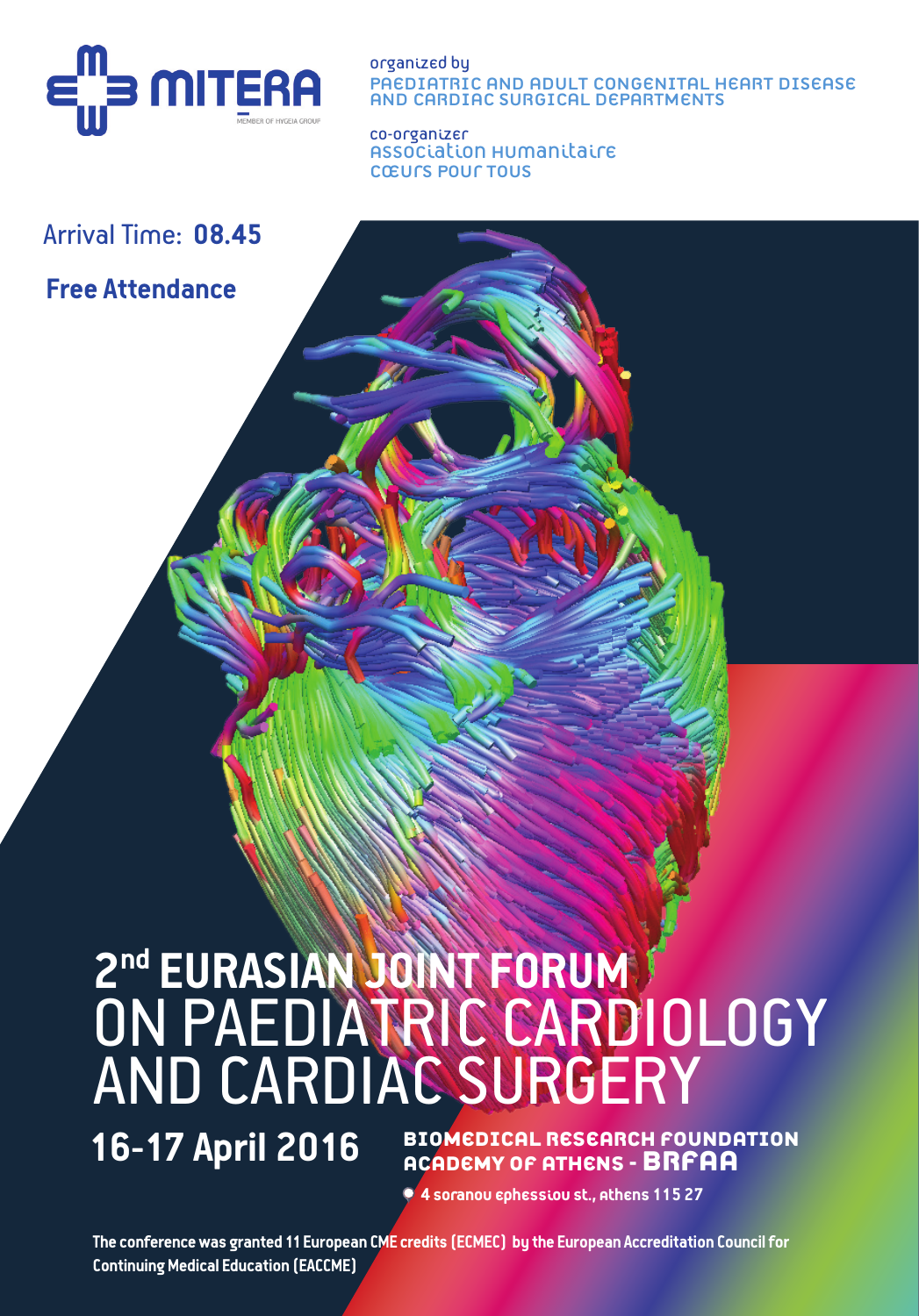MITERA

MEMBER OF HYGEIA GROUP

organized by

PAEDIATRIC AND ADULT CONGENITAL HEART DISEASE AND CARDIAC SURGICAL DEPARTMENTS

co-organizer

Association Humanitaire Cœurs Pour Tous

Arrival Time: **08.45**

**Free Attendance**

# 2nd EURASIAN JOINT FORUM ON PAEDIATRIC CARDIOLOGY AND CARDIAC SURGERY

**16-17 April 2016**

**BIOMEDICAL RESEARCH FOUNDATION ACADEMY OF ATHENS - BRFAA**

4 soranou ephessiou st., athens 115 27

**The conference was granted 11 European CME credits (ECMEC) by the European Accreditation Council for Continuing Medical Education (EACCME)**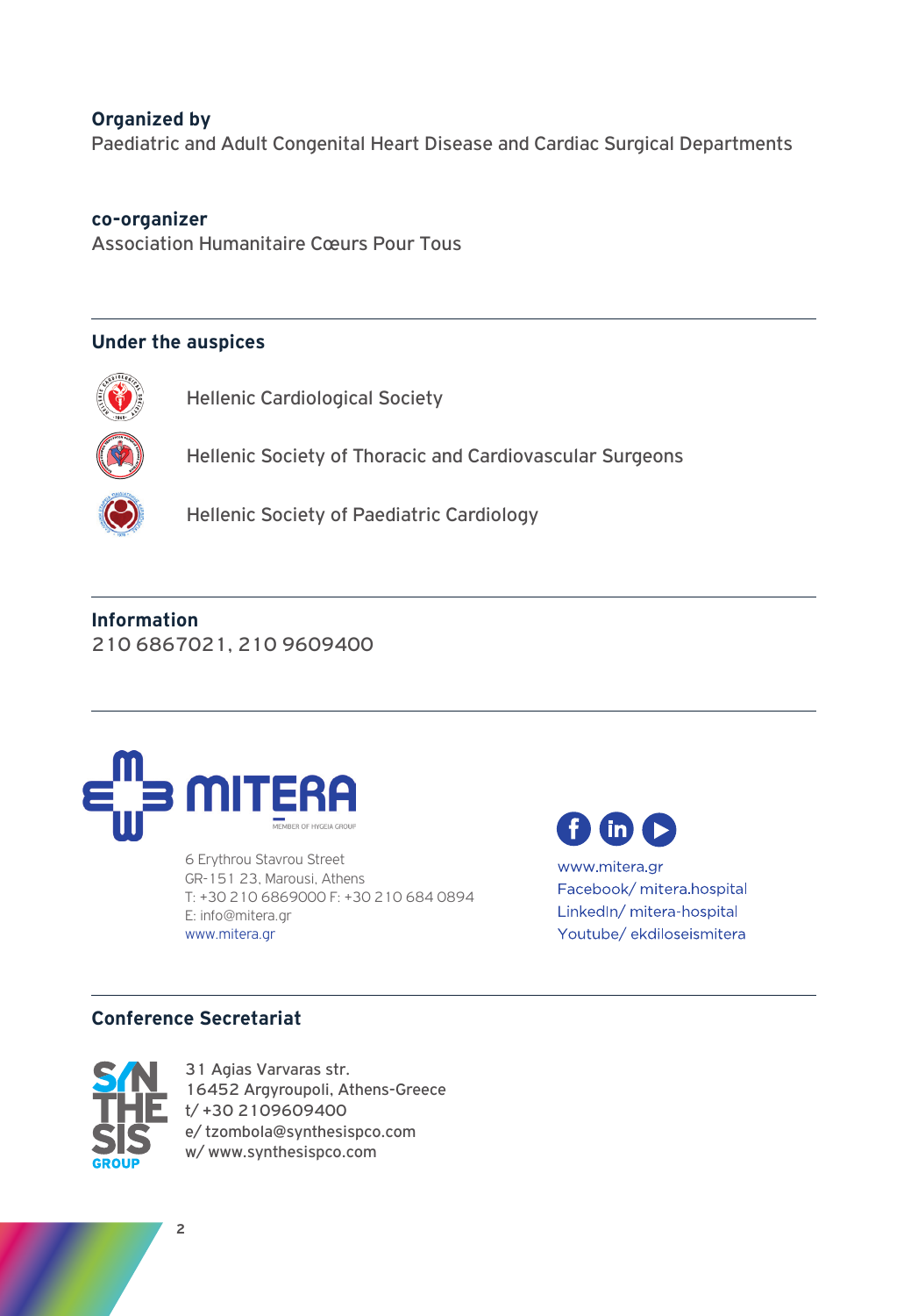**Organized by**

Paediatric and Adult Congenital Heart Disease and Cardiac Surgical Departments

**co-organizer**

Association Humanitaire Cœurs Pour Tous

**Under the auspices**

Hellenic Cardiological Society

Hellenic Society of Thoracic and Cardiovascular Surgeons

Hellenic Society of Paediatric Cardiology

**Information**

210 6867021, 210 9609400

MITERA
MEMBER OF HYGEIA GROUP

6 Erythrou Stavrou Street
GR-151 23, Marousi, Athens
T: +30 210 6869000 F: +30 210 684 0894
E: info@mitera.gr
www.mitera.gr

www.mitera.gr
Facebook/ mitera.hospital
LinkedIn/ mitera-hospital
Youtube/ ekdiloseismitera

**Conference Secretariat**

SYNTHESIS GROUP

31 Agias Varvaras str.
16452 Argyroupoli, Athens-Greece
t/ +30 2109609400
e/ tzombola@synthesispco.com
w/ www.synthesispco.com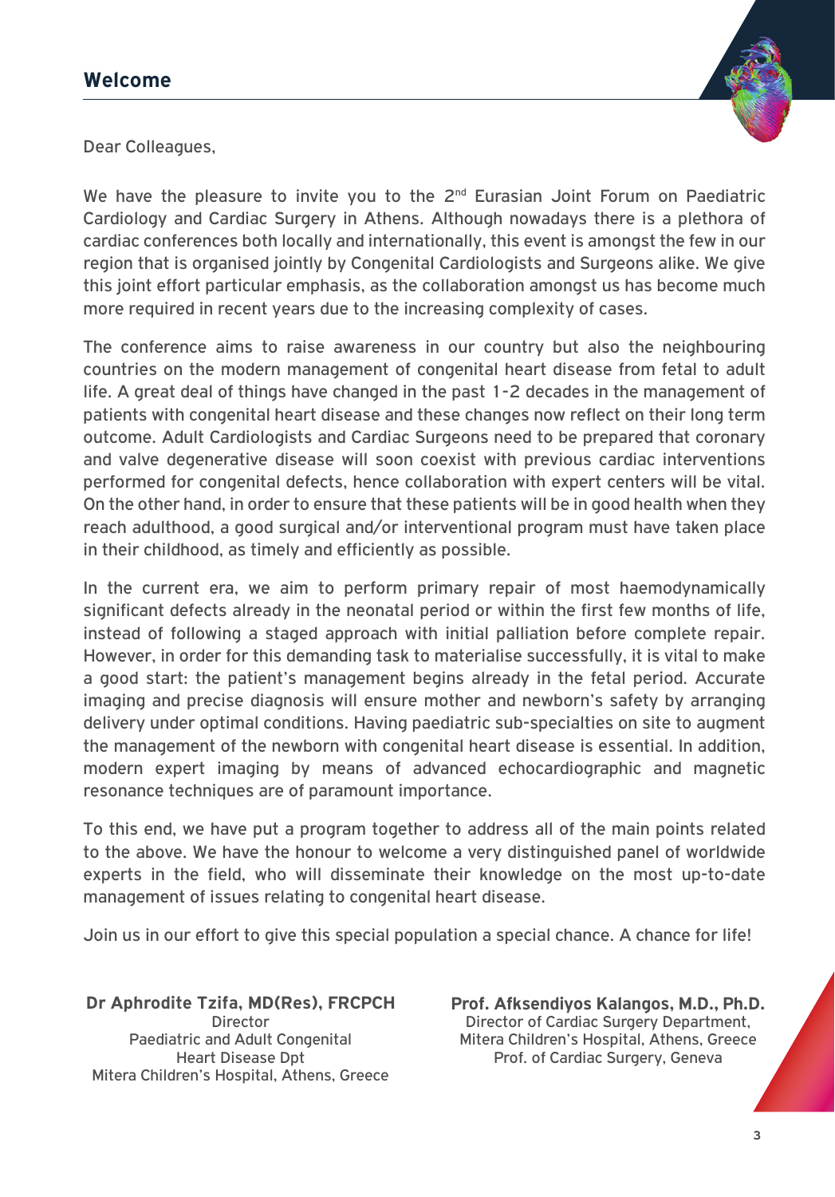## Welcome

Dear Colleagues,

We have the pleasure to invite you to the 2nd Eurasian Joint Forum on Paediatric Cardiology and Cardiac Surgery in Athens. Although nowadays there is a plethora of cardiac conferences both locally and internationally, this event is amongst the few in our region that is organised jointly by Congenital Cardiologists and Surgeons alike. We give this joint effort particular emphasis, as the collaboration amongst us has become much more required in recent years due to the increasing complexity of cases.

The conference aims to raise awareness in our country but also the neighbouring countries on the modern management of congenital heart disease from fetal to adult life. A great deal of things have changed in the past 1-2 decades in the management of patients with congenital heart disease and these changes now reflect on their long term outcome. Adult Cardiologists and Cardiac Surgeons need to be prepared that coronary and valve degenerative disease will soon coexist with previous cardiac interventions performed for congenital defects, hence collaboration with expert centers will be vital. On the other hand, in order to ensure that these patients will be in good health when they reach adulthood, a good surgical and/or interventional program must have taken place in their childhood, as timely and efficiently as possible.

In the current era, we aim to perform primary repair of most haemodynamically significant defects already in the neonatal period or within the first few months of life, instead of following a staged approach with initial palliation before complete repair. However, in order for this demanding task to materialise successfully, it is vital to make a good start: the patient's management begins already in the fetal period. Accurate imaging and precise diagnosis will ensure mother and newborn's safety by arranging delivery under optimal conditions. Having paediatric sub-specialties on site to augment the management of the newborn with congenital heart disease is essential. In addition, modern expert imaging by means of advanced echocardiographic and magnetic resonance techniques are of paramount importance.

To this end, we have put a program together to address all of the main points related to the above. We have the honour to welcome a very distinguished panel of worldwide experts in the field, who will disseminate their knowledge on the most up-to-date management of issues relating to congenital heart disease.

Join us in our effort to give this special population a special chance. A chance for life!

**Dr Aphrodite Tzifa, MD(Res), FRCPCH**
Director
Paediatric and Adult Congenital
Heart Disease Dpt
Mitera Children's Hospital, Athens, Greece

**Prof. Afksendiyos Kalangos, M.D., Ph.D.**
Director of Cardiac Surgery Department,
Mitera Children's Hospital, Athens, Greece
Prof. of Cardiac Surgery, Geneva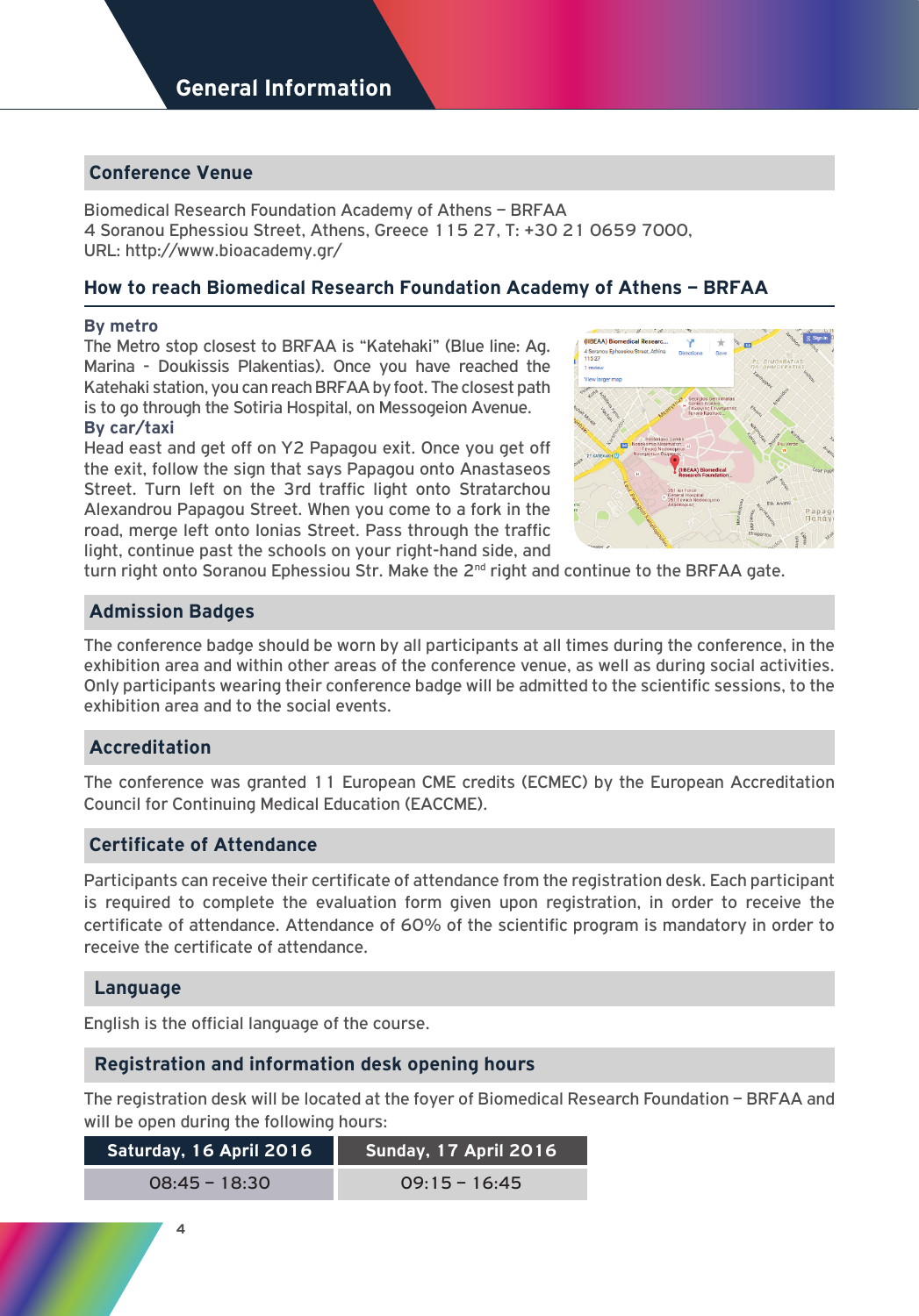# General Information

## Conference Venue

Biomedical Research Foundation Academy of Athens – BRFAA
4 Soranou Ephessiou Street, Athens, Greece 115 27, T: +30 21 0659 7000,
URL: http://www.bioacademy.gr/

### How to reach Biomedical Research Foundation Academy of Athens – BRFAA

**By metro**
The Metro stop closest to BRFAA is "Katehaki" (Blue line: Ag. Marina - Doukissis Plakentias). Once you have reached the Katehaki station, you can reach BRFAA by foot. The closest path is to go through the Sotiria Hospital, on Messogeion Avenue.

**By car/taxi**
Head east and get off on Y2 Papagou exit. Once you get off the exit, follow the sign that says Papagou onto Anastaseos Street. Turn left on the 3rd traffic light onto Stratarchou Alexandrou Papagou Street. When you come to a fork in the road, merge left onto Ionias Street. Pass through the traffic light, continue past the schools on your right-hand side, and turn right onto Soranou Ephessiou Str. Make the 2nd right and continue to the BRFAA gate.

## Admission Badges

The conference badge should be worn by all participants at all times during the conference, in the exhibition area and within other areas of the conference venue, as well as during social activities. Only participants wearing their conference badge will be admitted to the scientific sessions, to the exhibition area and to the social events.

## Accreditation

The conference was granted 11 European CME credits (ECMEC) by the European Accreditation Council for Continuing Medical Education (EACCME).

## Certificate of Attendance

Participants can receive their certificate of attendance from the registration desk. Each participant is required to complete the evaluation form given upon registration, in order to receive the certificate of attendance. Attendance of 60% of the scientific program is mandatory in order to receive the certificate of attendance.

## Language

English is the official language of the course.

## Registration and information desk opening hours

The registration desk will be located at the foyer of Biomedical Research Foundation – BRFAA and will be open during the following hours:

| Saturday, 16 April 2016 | Sunday, 17 April 2016 |
|---|---|
| 08:45 – 18:30 | 09:15 – 16:45 |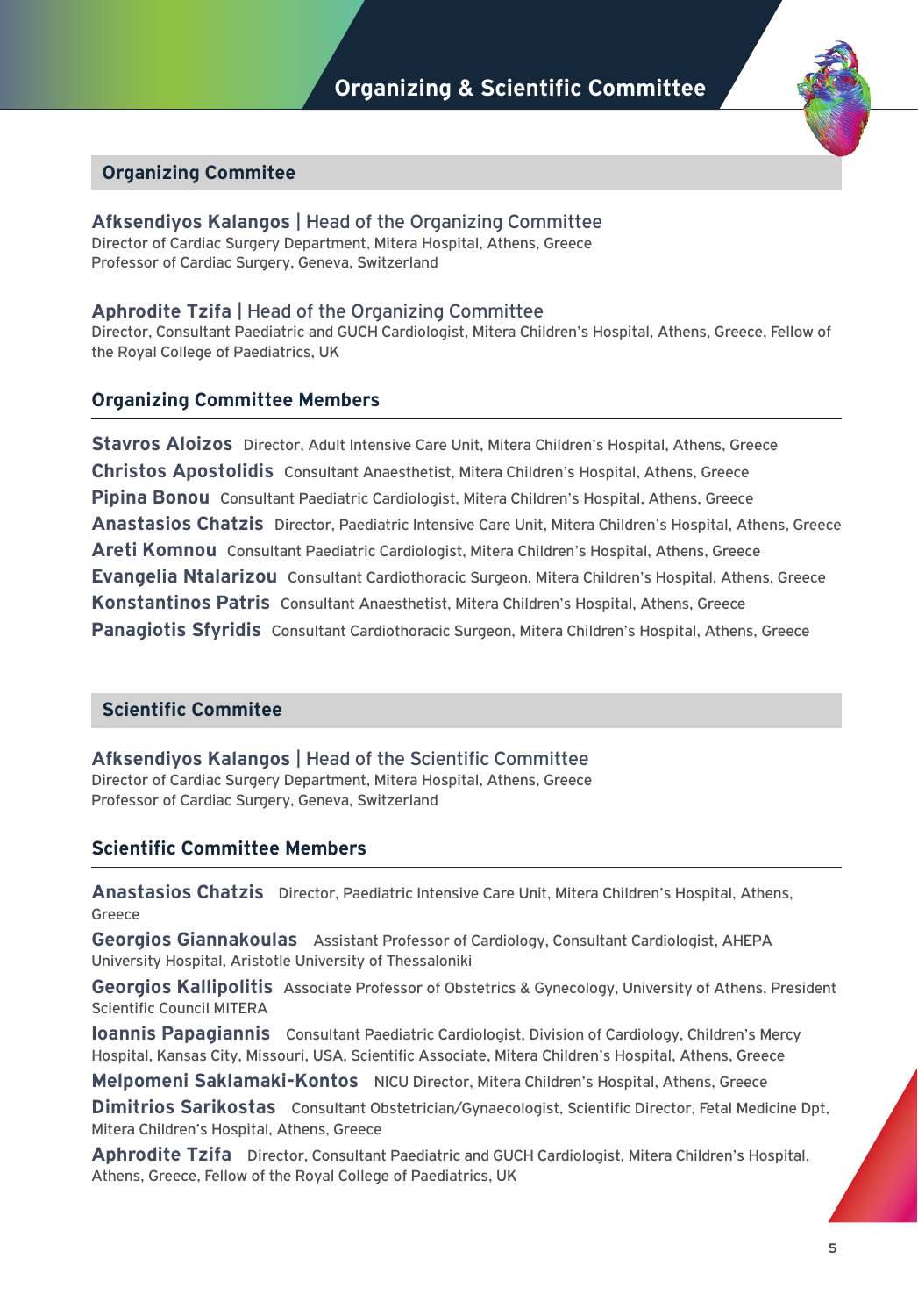# Organizing & Scientific Committee

## Organizing Commitee

**Afksendiyos Kalangos** | Head of the Organizing Committee
Director of Cardiac Surgery Department, Mitera Hospital, Athens, Greece
Professor of Cardiac Surgery, Geneva, Switzerland

**Aphrodite Tzifa** | Head of the Organizing Committee
Director, Consultant Paediatric and GUCH Cardiologist, Mitera Children's Hospital, Athens, Greece, Fellow of the Royal College of Paediatrics, UK

### Organizing Committee Members

**Stavros Aloizos** Director, Adult Intensive Care Unit, Mitera Children's Hospital, Athens, Greece
**Christos Apostolidis** Consultant Anaesthetist, Mitera Children's Hospital, Athens, Greece
**Pipina Bonou** Consultant Paediatric Cardiologist, Mitera Children's Hospital, Athens, Greece
**Anastasios Chatzis** Director, Paediatric Intensive Care Unit, Mitera Children's Hospital, Athens, Greece
**Areti Komnou** Consultant Paediatric Cardiologist, Mitera Children's Hospital, Athens, Greece
**Evangelia Ntalarizou** Consultant Cardiothoracic Surgeon, Mitera Children's Hospital, Athens, Greece
**Konstantinos Patris** Consultant Anaesthetist, Mitera Children's Hospital, Athens, Greece
**Panagiotis Sfyridis** Consultant Cardiothoracic Surgeon, Mitera Children's Hospital, Athens, Greece

## Scientific Commitee

**Afksendiyos Kalangos** | Head of the Scientific Committee
Director of Cardiac Surgery Department, Mitera Hospital, Athens, Greece
Professor of Cardiac Surgery, Geneva, Switzerland

### Scientific Committee Members

**Anastasios Chatzis** Director, Paediatric Intensive Care Unit, Mitera Children's Hospital, Athens, Greece
**Georgios Giannakoulas** Assistant Professor of Cardiology, Consultant Cardiologist, AHEPA University Hospital, Aristotle University of Thessaloniki
**Georgios Kallipolitis** Associate Professor of Obstetrics & Gynecology, University of Athens, President Scientific Council MITERA
**Ioannis Papagiannis** Consultant Paediatric Cardiologist, Division of Cardiology, Children's Mercy Hospital, Kansas City, Missouri, USA, Scientific Associate, Mitera Children's Hospital, Athens, Greece
**Melpomeni Saklamaki-Kontos** NICU Director, Mitera Children's Hospital, Athens, Greece
**Dimitrios Sarikostas** Consultant Obstetrician/Gynaecologist, Scientific Director, Fetal Medicine Dpt, Mitera Children's Hospital, Athens, Greece
**Aphrodite Tzifa** Director, Consultant Paediatric and GUCH Cardiologist, Mitera Children's Hospital, Athens, Greece, Fellow of the Royal College of Paediatrics, UK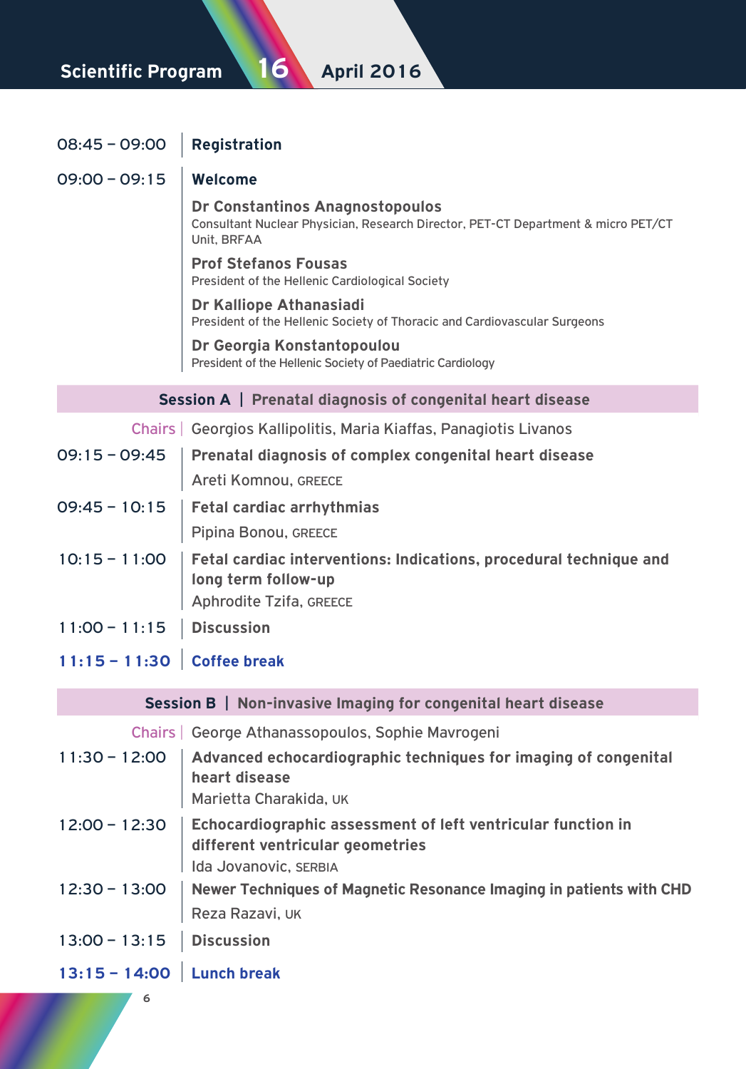# Scientific Program 16 April 2016

**08:45 – 09:00** | **Registration**

**09:00 – 09:15** | **Welcome**

**Dr Constantinos Anagnostopoulos**
Consultant Nuclear Physician, Research Director, PET-CT Department & micro PET/CT Unit, BRFAA

**Prof Stefanos Fousas**
President of the Hellenic Cardiological Society

**Dr Kalliope Athanasiadi**
President of the Hellenic Society of Thoracic and Cardiovascular Surgeons

**Dr Georgia Konstantopoulou**
President of the Hellenic Society of Paediatric Cardiology

## Session A | Prenatal diagnosis of congenital heart disease

**Chairs** | Georgios Kallipolitis, Maria Kiaffas, Panagiotis Livanos

**09:15 – 09:45** | **Prenatal diagnosis of complex congenital heart disease**
Areti Komnou, GREECE

**09:45 – 10:15** | **Fetal cardiac arrhythmias**
Pipina Bonou, GREECE

**10:15 – 11:00** | **Fetal cardiac interventions: Indications, procedural technique and long term follow-up**
Aphrodite Tzifa, GREECE

**11:00 – 11:15** | **Discussion**

**11:15 – 11:30** | **Coffee break**

## Session B | Non-invasive Imaging for congenital heart disease

**Chairs** | George Athanassopoulos, Sophie Mavrogeni

**11:30 – 12:00** | **Advanced echocardiographic techniques for imaging of congenital heart disease**
Marietta Charakida, UK

**12:00 – 12:30** | **Echocardiographic assessment of left ventricular function in different ventricular geometries**
Ida Jovanovic, SERBIA

**12:30 – 13:00** | **Newer Techniques of Magnetic Resonance Imaging in patients with CHD**
Reza Razavi, UK

**13:00 – 13:15** | **Discussion**

**13:15 – 14:00** | **Lunch break**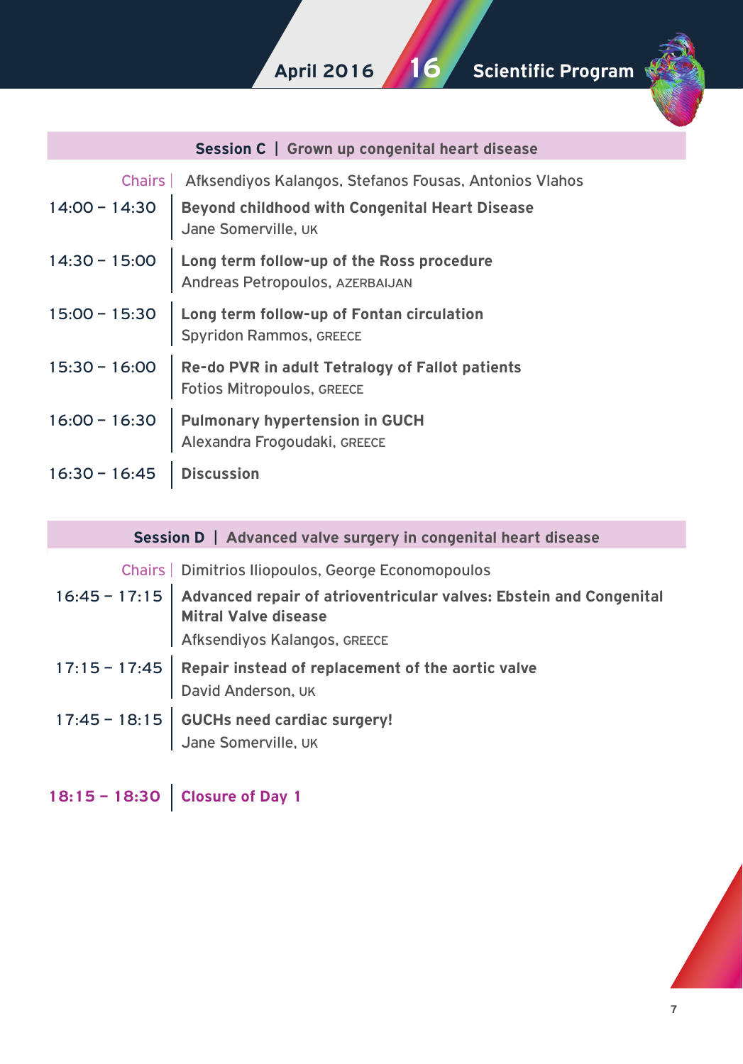## Session C | Grown up congenital heart disease

**Chairs** | Afksendiyos Kalangos, Stefanos Fousas, Antonios Vlahos

| Time | Session |
|---|---|
| 14:00 – 14:30 | **Beyond childhood with Congenital Heart Disease**<br>Jane Somerville, UK |
| 14:30 – 15:00 | **Long term follow-up of the Ross procedure**<br>Andreas Petropoulos, AZERBAIJAN |
| 15:00 – 15:30 | **Long term follow-up of Fontan circulation**<br>Spyridon Rammos, GREECE |
| 15:30 – 16:00 | **Re-do PVR in adult Tetralogy of Fallot patients**<br>Fotios Mitropoulos, GREECE |
| 16:00 – 16:30 | **Pulmonary hypertension in GUCH**<br>Alexandra Frogoudaki, GREECE |
| 16:30 – 16:45 | **Discussion** |

## Session D | Advanced valve surgery in congenital heart disease

**Chairs** | Dimitrios Iliopoulos, George Economopoulos

| Time | Session |
|---|---|
| 16:45 – 17:15 | **Advanced repair of atrioventricular valves: Ebstein and Congenital Mitral Valve disease**<br>Afksendiyos Kalangos, GREECE |
| 17:15 – 17:45 | **Repair instead of replacement of the aortic valve**<br>David Anderson, UK |
| 17:45 – 18:15 | **GUCHs need cardiac surgery!**<br>Jane Somerville, UK |

**18:15 – 18:30 | Closure of Day 1**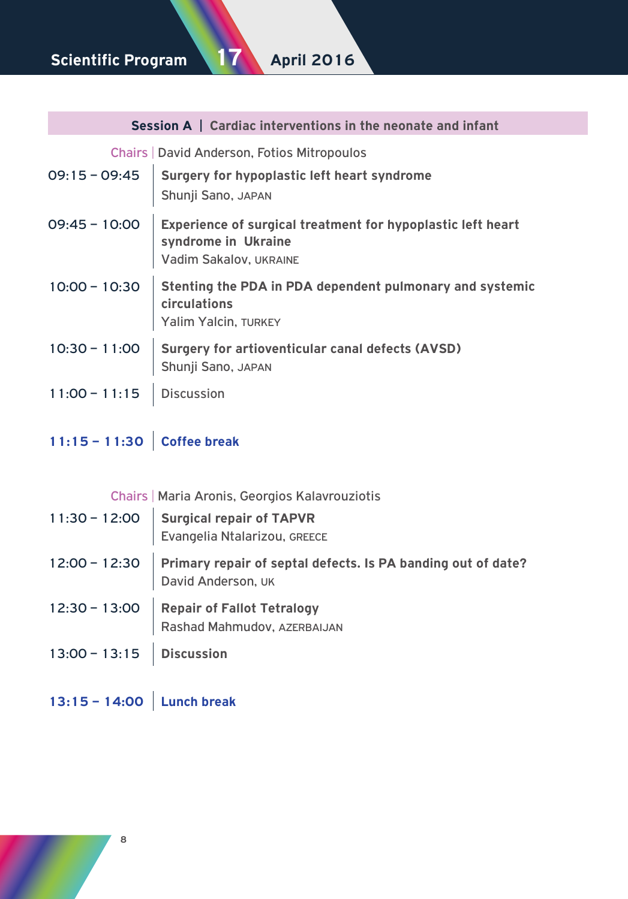## Scientific Program 17 April 2016

### Session A | Cardiac interventions in the neonate and infant

Chairs | David Anderson, Fotios Mitropoulos

| | |
|---|---|
| 09:15 – 09:45 | **Surgery for hypoplastic left heart syndrome**<br>Shunji Sano, JAPAN |
| 09:45 – 10:00 | **Experience of surgical treatment for hypoplastic left heart syndrome in Ukraine**<br>Vadim Sakalov, UKRAINE |
| 10:00 – 10:30 | **Stenting the PDA in PDA dependent pulmonary and systemic circulations**<br>Yalim Yalcin, TURKEY |
| 10:30 – 11:00 | **Surgery for artioventicular canal defects (AVSD)**<br>Shunji Sano, JAPAN |
| 11:00 – 11:15 | Discussion |

**11:15 – 11:30 | Coffee break**

Chairs | Maria Aronis, Georgios Kalavrouziotis

| | |
|---|---|
| 11:30 – 12:00 | **Surgical repair of TAPVR**<br>Evangelia Ntalarizou, GREECE |
| 12:00 – 12:30 | **Primary repair of septal defects. Is PA banding out of date?**<br>David Anderson, UK |
| 12:30 – 13:00 | **Repair of Fallot Tetralogy**<br>Rashad Mahmudov, AZERBAIJAN |
| 13:00 – 13:15 | **Discussion** |

**13:15 – 14:00 | Lunch break**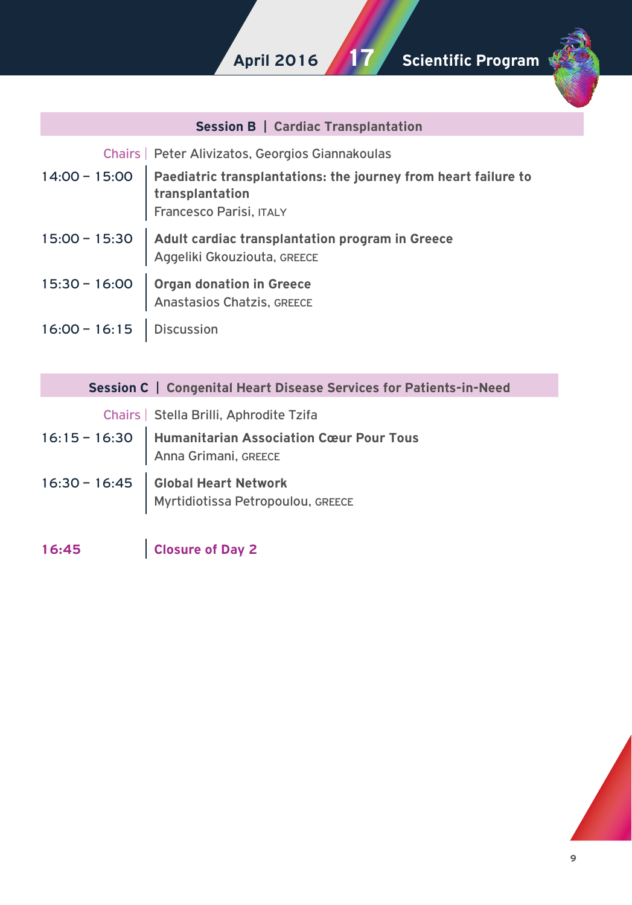## Session B | Cardiac Transplantation

Chairs | Peter Alivizatos, Georgios Giannakoulas

14:00 – 15:00 | **Paediatric transplantations: the journey from heart failure to transplantation**
Francesco Parisi, ITALY

15:00 – 15:30 | **Adult cardiac transplantation program in Greece**
Aggeliki Gkouziouta, GREECE

15:30 – 16:00 | **Organ donation in Greece**
Anastasios Chatzis, GREECE

16:00 – 16:15 | Discussion

## Session C | Congenital Heart Disease Services for Patients-in-Need

Chairs | Stella Brilli, Aphrodite Tzifa

16:15 – 16:30 | **Humanitarian Association Cœur Pour Tous**
Anna Grimani, GREECE

16:30 – 16:45 | **Global Heart Network**
Myrtidiotissa Petropoulou, GREECE

**16:45** | **Closure of Day 2**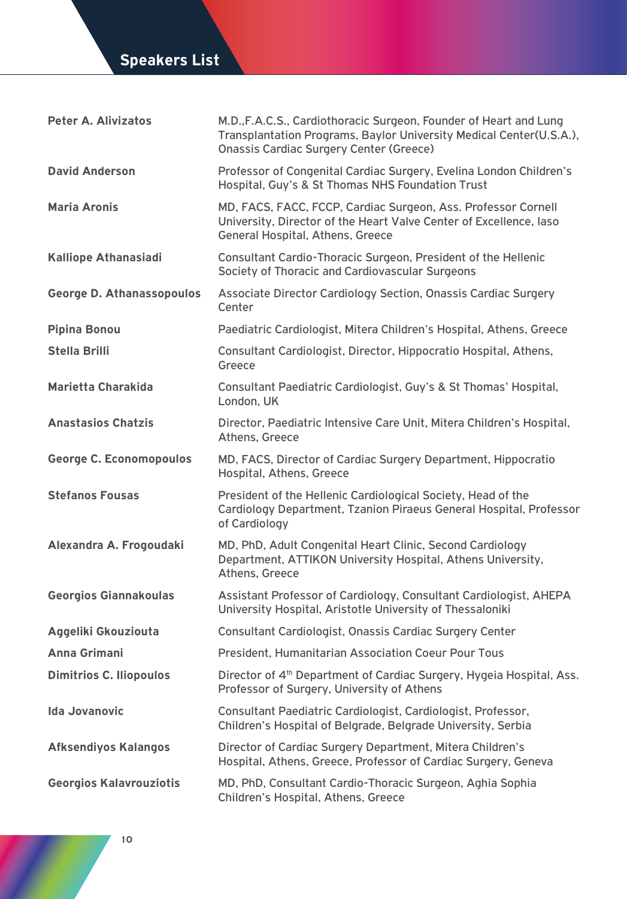## Speakers List

| | |
|---|---|
| **Peter A. Alivizatos** | M.D.,F.A.C.S., Cardiothoracic Surgeon, Founder of Heart and Lung Transplantation Programs, Baylor University Medical Center(U.S.A.), Onassis Cardiac Surgery Center (Greece) |
| **David Anderson** | Professor of Congenital Cardiac Surgery, Evelina London Children's Hospital, Guy's & St Thomas NHS Foundation Trust |
| **Maria Aronis** | MD, FACS, FACC, FCCP, Cardiac Surgeon, Ass. Professor Cornell University, Director of the Heart Valve Center of Excellence, Iaso General Hospital, Athens, Greece |
| **Kalliope Athanasiadi** | Consultant Cardio-Thoracic Surgeon, President of the Hellenic Society of Thoracic and Cardiovascular Surgeons |
| **George D. Athanassopoulos** | Associate Director Cardiology Section, Onassis Cardiac Surgery Center |
| **Pipina Bonou** | Paediatric Cardiologist, Mitera Children's Hospital, Athens, Greece |
| **Stella Brilli** | Consultant Cardiologist, Director, Hippocratio Hospital, Athens, Greece |
| **Marietta Charakida** | Consultant Paediatric Cardiologist, Guy's & St Thomas' Hospital, London, UK |
| **Anastasios Chatzis** | Director, Paediatric Intensive Care Unit, Mitera Children's Hospital, Athens, Greece |
| **George C. Economopoulos** | MD, FACS, Director of Cardiac Surgery Department, Hippocratio Hospital, Athens, Greece |
| **Stefanos Fousas** | President of the Hellenic Cardiological Society, Head of the Cardiology Department, Tzanion Piraeus General Hospital, Professor of Cardiology |
| **Alexandra A. Frogoudaki** | MD, PhD, Adult Congenital Heart Clinic, Second Cardiology Department, ATTIKON University Hospital, Athens University, Athens, Greece |
| **Georgios Giannakoulas** | Assistant Professor of Cardiology, Consultant Cardiologist, AHEPA University Hospital, Aristotle University of Thessaloniki |
| **Aggeliki Gkouziouta** | Consultant Cardiologist, Onassis Cardiac Surgery Center |
| **Anna Grimani** | President, Humanitarian Association Coeur Pour Tous |
| **Dimitrios C. Iliopoulos** | Director of 4th Department of Cardiac Surgery, Hygeia Hospital, Ass. Professor of Surgery, University of Athens |
| **Ida Jovanovic** | Consultant Paediatric Cardiologist, Cardiologist, Professor, Children's Hospital of Belgrade, Belgrade University, Serbia |
| **Afksendiyos Kalangos** | Director of Cardiac Surgery Department, Mitera Children's Hospital, Athens, Greece, Professor of Cardiac Surgery, Geneva |
| **Georgios Kalavrouziotis** | MD, PhD, Consultant Cardio-Thoracic Surgeon, Aghia Sophia Children's Hospital, Athens, Greece |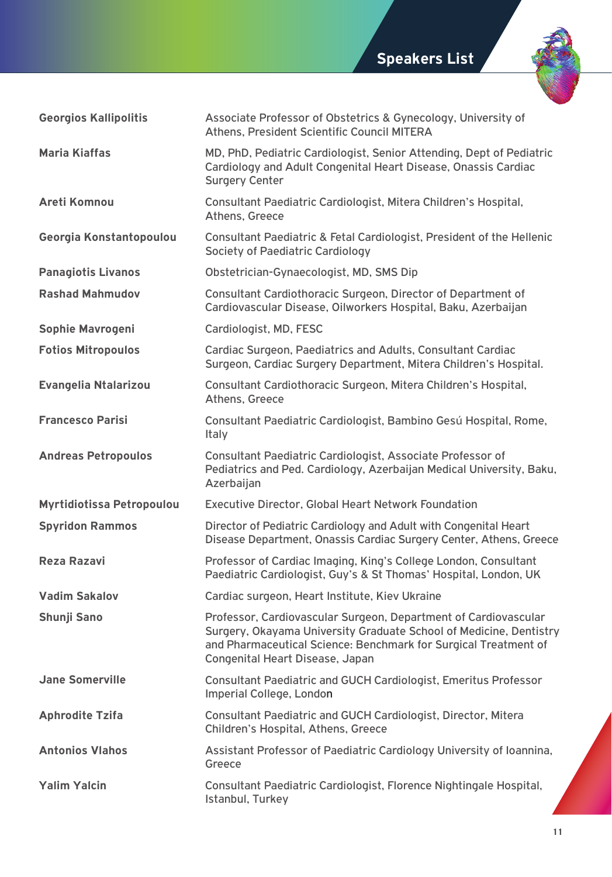## Speakers List

| | |
|---|---|
| **Georgios Kallipolitis** | Associate Professor of Obstetrics & Gynecology, University of Athens, President Scientific Council MITERA |
| **Maria Kiaffas** | MD, PhD, Pediatric Cardiologist, Senior Attending, Dept of Pediatric Cardiology and Adult Congenital Heart Disease, Onassis Cardiac Surgery Center |
| **Areti Komnou** | Consultant Paediatric Cardiologist, Mitera Children's Hospital, Athens, Greece |
| **Georgia Konstantopoulou** | Consultant Paediatric & Fetal Cardiologist, President of the Hellenic Society of Paediatric Cardiology |
| **Panagiotis Livanos** | Obstetrician-Gynaecologist, MD, SMS Dip |
| **Rashad Mahmudov** | Consultant Cardiothoracic Surgeon, Director of Department of Cardiovascular Disease, Oilworkers Hospital, Baku, Azerbaijan |
| **Sophie Mavrogeni** | Cardiologist, MD, FESC |
| **Fotios Mitropoulos** | Cardiac Surgeon, Paediatrics and Adults, Consultant Cardiac Surgeon, Cardiac Surgery Department, Mitera Children's Hospital. |
| **Evangelia Ntalarizou** | Consultant Cardiothoracic Surgeon, Mitera Children's Hospital, Athens, Greece |
| **Francesco Parisi** | Consultant Paediatric Cardiologist, Bambino Gesú Hospital, Rome, Italy |
| **Andreas Petropoulos** | Consultant Paediatric Cardiologist, Associate Professor of Pediatrics and Ped. Cardiology, Azerbaijan Medical University, Baku, Azerbaijan |
| **Myrtidiotissa Petropoulou** | Executive Director, Global Heart Network Foundation |
| **Spyridon Rammos** | Director of Pediatric Cardiology and Adult with Congenital Heart Disease Department, Onassis Cardiac Surgery Center, Athens, Greece |
| **Reza Razavi** | Professor of Cardiac Imaging, King's College London, Consultant Paediatric Cardiologist, Guy's & St Thomas' Hospital, London, UK |
| **Vadim Sakalov** | Cardiac surgeon, Heart Institute, Kiev Ukraine |
| **Shunji Sano** | Professor, Cardiovascular Surgeon, Department of Cardiovascular Surgery, Okayama University Graduate School of Medicine, Dentistry and Pharmaceutical Science: Benchmark for Surgical Treatment of Congenital Heart Disease, Japan |
| **Jane Somerville** | Consultant Paediatric and GUCH Cardiologist, Emeritus Professor Imperial College, London |
| **Aphrodite Tzifa** | Consultant Paediatric and GUCH Cardiologist, Director, Mitera Children's Hospital, Athens, Greece |
| **Antonios Vlahos** | Assistant Professor of Paediatric Cardiology University of Ioannina, Greece |
| **Yalim Yalcin** | Consultant Paediatric Cardiologist, Florence Nightingale Hospital, Istanbul, Turkey |